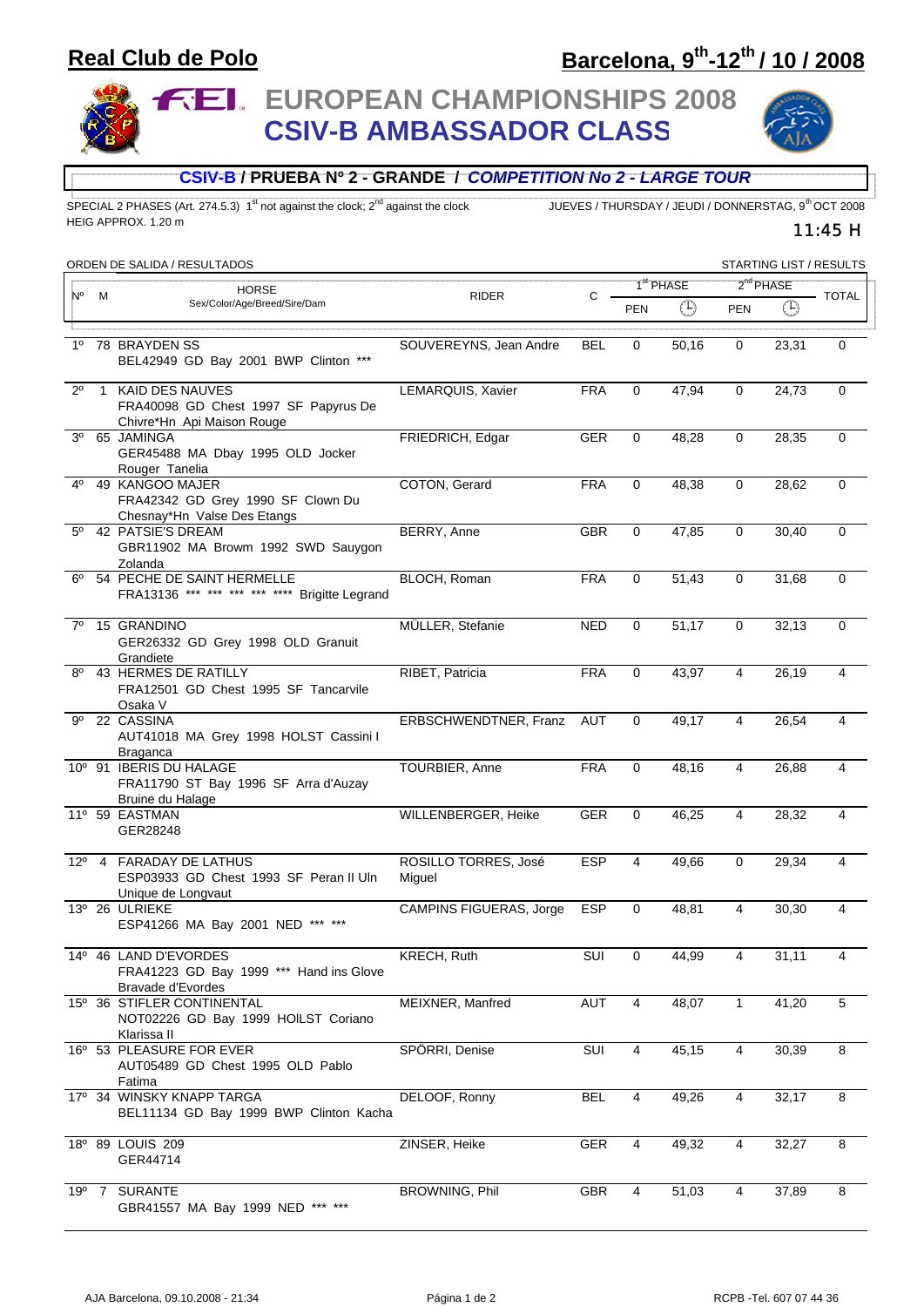# Real Club de Polo

# Barcelona, 9th-12th / 10 / 2008

## EUROPEAN CHAMPIONSHIPS 2008
## CSIV-B AMBASSADOR CLASS

### CSIV-B / PRUEBA Nº 2 - GRANDE / *COMPETITION No 2 - LARGE TOUR*

SPECIAL 2 PHASES (Art. 274.5.3) 1st not against the clock; 2nd against the clock
HEIG APPROX. 1.20 m

JUEVES / THURSDAY / JEUDI / DONNERSTAG, 9th OCT 2008
11:45 H

ORDEN DE SALIDA / RESULTADOS — STARTING LIST / RESULTS

| Nº | M | HORSE Sex/Color/Age/Breed/Sire/Dam | RIDER | C | 1st PHASE PEN | 1st PHASE Time | 2nd PHASE PEN | 2nd PHASE Time | TOTAL |
|---|---|---|---|---|---|---|---|---|---|
| 1º | 78 | BRAYDEN SS BEL42949 GD Bay 2001 BWP Clinton *** | SOUVEREYNS, Jean Andre | BEL | 0 | 50,16 | 0 | 23,31 | 0 |
| 2º | 1 | KAID DES NAUVES FRA40098 GD Chest 1997 SF Papyrus De Chivre*Hn Api Maison Rouge | LEMARQUIS, Xavier | FRA | 0 | 47,94 | 0 | 24,73 | 0 |
| 3º | 65 | JAMINGA GER45488 MA Dbay 1995 OLD Jocker Rouger Tanelia | FRIEDRICH, Edgar | GER | 0 | 48,28 | 0 | 28,35 | 0 |
| 4º | 49 | KANGOO MAJER FRA42342 GD Grey 1990 SF Clown Du Chesnay*Hn Valse Des Etangs | COTON, Gerard | FRA | 0 | 48,38 | 0 | 28,62 | 0 |
| 5º | 42 | PATSIE'S DREAM GBR11902 MA Browm 1992 SWD Sauygon Zolanda | BERRY, Anne | GBR | 0 | 47,85 | 0 | 30,40 | 0 |
| 6º | 54 | PECHE DE SAINT HERMELLE FRA13136 *** *** *** *** **** Brigitte Legrand | BLOCH, Roman | FRA | 0 | 51,43 | 0 | 31,68 | 0 |
| 7º | 15 | GRANDINO GER26332 GD Grey 1998 OLD Granuit Grandiete | MÜLLER, Stefanie | NED | 0 | 51,17 | 0 | 32,13 | 0 |
| 8º | 43 | HERMES DE RATILLY FRA12501 GD Chest 1995 SF Tancarvile Osaka V | RIBET, Patricia | FRA | 0 | 43,97 | 4 | 26,19 | 4 |
| 9º | 22 | CASSINA AUT41018 MA Grey 1998 HOLST Cassini I Braganca | ERBSCHWENDTNER, Franz | AUT | 0 | 49,17 | 4 | 26,54 | 4 |
| 10º | 91 | IBERIS DU HALAGE FRA11790 ST Bay 1996 SF Arra d'Auzay Bruine du Halage | TOURBIER, Anne | FRA | 0 | 48,16 | 4 | 26,88 | 4 |
| 11º | 59 | EASTMAN GER28248 | WILLENBERGER, Heike | GER | 0 | 46,25 | 4 | 28,32 | 4 |
| 12º | 4 | FARADAY DE LATHUS ESP03933 GD Chest 1993 SF Peran II Uln Unique de Longvaut | ROSILLO TORRES, José Miguel | ESP | 4 | 49,66 | 0 | 29,34 | 4 |
| 13º | 26 | ULRIEKE ESP41266 MA Bay 2001 NED *** *** | CAMPINS FIGUERAS, Jorge | ESP | 0 | 48,81 | 4 | 30,30 | 4 |
| 14º | 46 | LAND D'EVORDES FRA41223 GD Bay 1999 *** Hand ins Glove Bravade d'Evordes | KRECH, Ruth | SUI | 0 | 44,99 | 4 | 31,11 | 4 |
| 15º | 36 | STIFLER CONTINENTAL NOT02226 GD Bay 1999 HOILST Coriano Klarissa II | MEIXNER, Manfred | AUT | 4 | 48,07 | 1 | 41,20 | 5 |
| 16º | 53 | PLEASURE FOR EVER AUT05489 GD Chest 1995 OLD Pablo Fatima | SPÖRRI, Denise | SUI | 4 | 45,15 | 4 | 30,39 | 8 |
| 17º | 34 | WINSKY KNAPP TARGA BEL11134 GD Bay 1999 BWP Clinton Kacha | DELOOF, Ronny | BEL | 4 | 49,26 | 4 | 32,17 | 8 |
| 18º | 89 | LOUIS 209 GER44714 | ZINSER, Heike | GER | 4 | 49,32 | 4 | 32,27 | 8 |
| 19º | 7 | SURANTE GBR41557 MA Bay 1999 NED *** *** | BROWNING, Phil | GBR | 4 | 51,03 | 4 | 37,89 | 8 |

AJA Barcelona, 09.10.2008 - 21:34 — RCPB -Tel. 607 07 44 36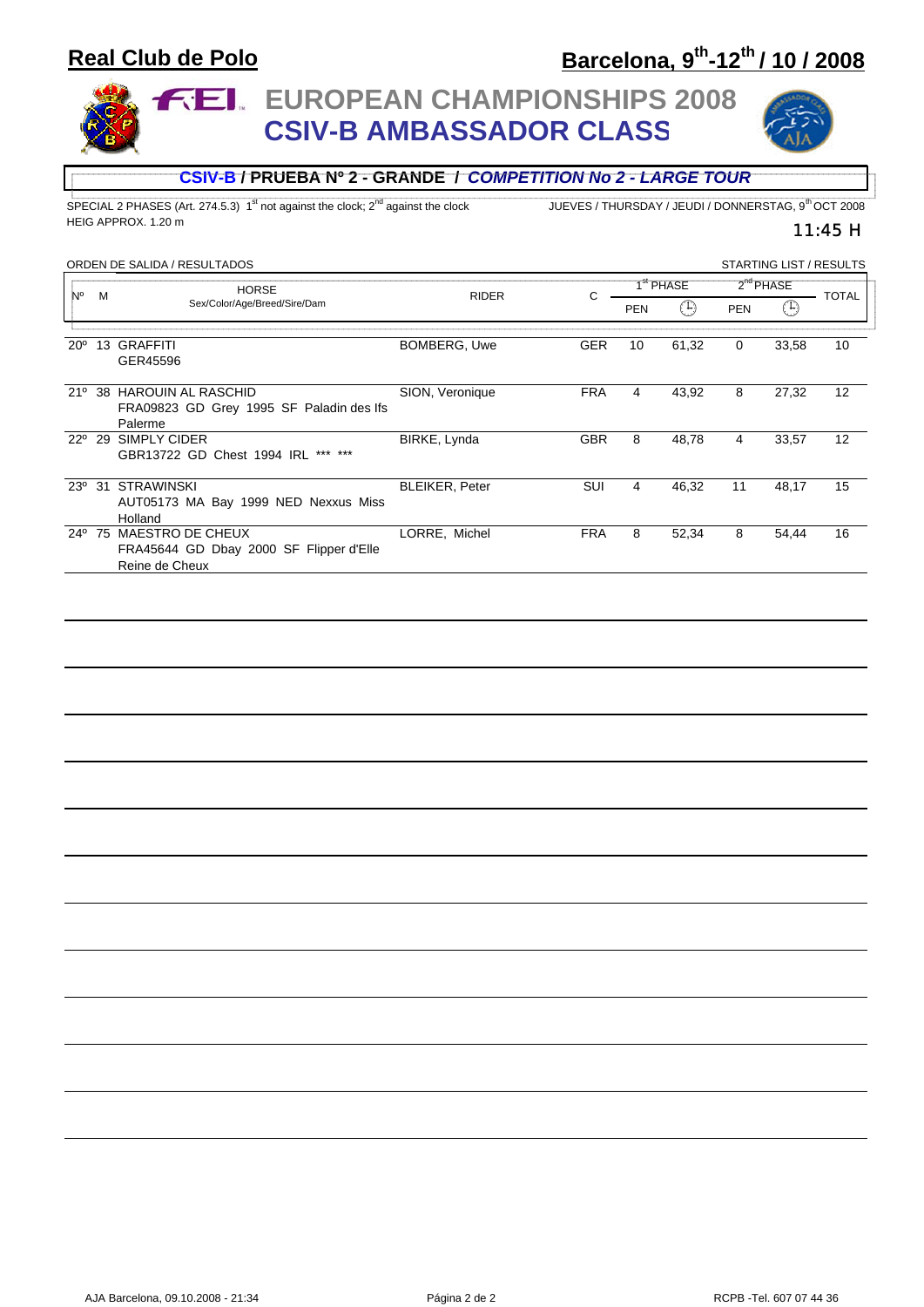## Real Club de Polo

## Barcelona, 9th-12th / 10 / 2008

# EUROPEAN CHAMPIONSHIPS 2008
# CSIV-B AMBASSADOR CLASS

### CSIV-B / PRUEBA Nº 2 - GRANDE / *COMPETITION No 2 - LARGE TOUR*

SPECIAL 2 PHASES (Art. 274.5.3) 1st not against the clock; 2nd against the clock
HEIG APPROX. 1.20 m

JUEVES / THURSDAY / JEUDI / DONNERSTAG, 9th OCT 2008

11:45 H

ORDEN DE SALIDA / RESULTADOS — STARTING LIST / RESULTS

| Nº | M | HORSE Sex/Color/Age/Breed/Sire/Dam | RIDER | C | 1st PHASE | | 2nd PHASE | | TOTAL |
|---|---|---|---|---|---|---|---|---|---|
| | | | | | PEN | Time | PEN | Time | |
| 20º | 13 | GRAFFITI GER45596 | BOMBERG, Uwe | GER | 10 | 61,32 | 0 | 33,58 | 10 |
| 21º | 38 | HAROUIN AL RASCHID FRA09823 GD Grey 1995 SF Paladin des Ifs Palerme | SION, Veronique | FRA | 4 | 43,92 | 8 | 27,32 | 12 |
| 22º | 29 | SIMPLY CIDER GBR13722 GD Chest 1994 IRL *** *** | BIRKE, Lynda | GBR | 8 | 48,78 | 4 | 33,57 | 12 |
| 23º | 31 | STRAWINSKI AUT05173 MA Bay 1999 NED Nexxus Miss Holland | BLEIKER, Peter | SUI | 4 | 46,32 | 11 | 48,17 | 15 |
| 24º | 75 | MAESTRO DE CHEUX FRA45644 GD Dbay 2000 SF Flipper d'Elle Reine de Cheux | LORRE, Michel | FRA | 8 | 52,34 | 8 | 54,44 | 16 |

AJA Barcelona, 09.10.2008 - 21:34 — RCPB -Tel. 607 07 44 36